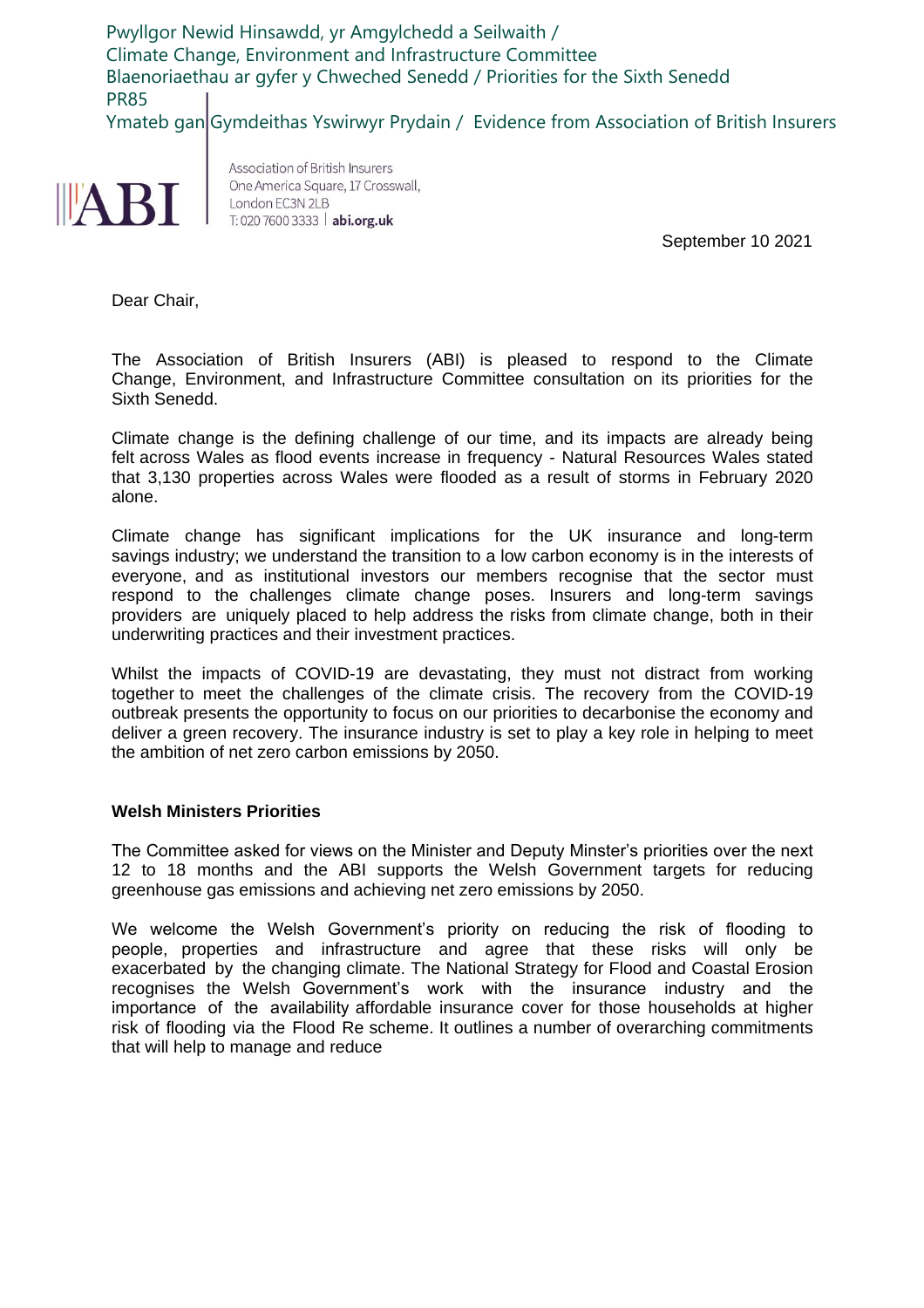Pwyllgor Newid Hinsawdd, yr Amgylchedd a Seilwaith / 
Climate Change, Environment and Infrastructure Committee 
Blaenoriaethau ar gyfer y Chweched Senedd / Priorities for the Sixth Senedd 
PR85 
Ymateb gan Gymdeithas Yswirwyr Prydain / Evidence from Association of British Insurers

ABI

Association of British Insurers 
One America Square, 17 Crosswall, 
London EC3N 2LB 
T: 020 7600 3333 | abi.org.uk

September 10 2021

Dear Chair,

The Association of British Insurers (ABI) is pleased to respond to the Climate Change, Environment, and Infrastructure Committee consultation on its priorities for the Sixth Senedd.

Climate change is the defining challenge of our time, and its impacts are already being felt across Wales as flood events increase in frequency - Natural Resources Wales stated that 3,130 properties across Wales were flooded as a result of storms in February 2020 alone.

Climate change has significant implications for the UK insurance and long-term savings industry; we understand the transition to a low carbon economy is in the interests of everyone, and as institutional investors our members recognise that the sector must respond to the challenges climate change poses. Insurers and long-term savings providers are uniquely placed to help address the risks from climate change, both in their underwriting practices and their investment practices.

Whilst the impacts of COVID-19 are devastating, they must not distract from working together to meet the challenges of the climate crisis. The recovery from the COVID-19 outbreak presents the opportunity to focus on our priorities to decarbonise the economy and deliver a green recovery. The insurance industry is set to play a key role in helping to meet the ambition of net zero carbon emissions by 2050.

**Welsh Ministers Priorities**

The Committee asked for views on the Minister and Deputy Minster's priorities over the next 12 to 18 months and the ABI supports the Welsh Government targets for reducing greenhouse gas emissions and achieving net zero emissions by 2050.

We welcome the Welsh Government's priority on reducing the risk of flooding to people, properties and infrastructure and agree that these risks will only be exacerbated by the changing climate. The National Strategy for Flood and Coastal Erosion recognises the Welsh Government's work with the insurance industry and the importance of the availability affordable insurance cover for those households at higher risk of flooding via the Flood Re scheme. It outlines a number of overarching commitments that will help to manage and reduce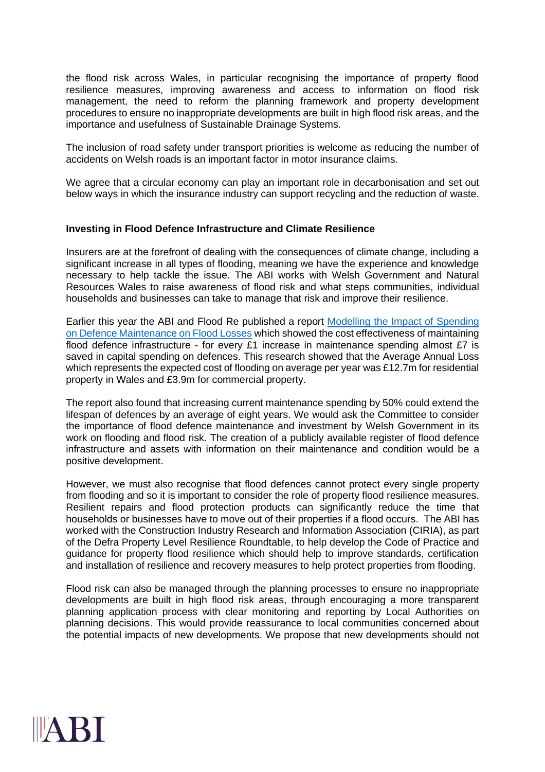the flood risk across Wales, in particular recognising the importance of property flood resilience measures, improving awareness and access to information on flood risk management, the need to reform the planning framework and property development procedures to ensure no inappropriate developments are built in high flood risk areas, and the importance and usefulness of Sustainable Drainage Systems.

The inclusion of road safety under transport priorities is welcome as reducing the number of accidents on Welsh roads is an important factor in motor insurance claims.

We agree that a circular economy can play an important role in decarbonisation and set out below ways in which the insurance industry can support recycling and the reduction of waste.

**Investing in Flood Defence Infrastructure and Climate Resilience**

Insurers are at the forefront of dealing with the consequences of climate change, including a significant increase in all types of flooding, meaning we have the experience and knowledge necessary to help tackle the issue. The ABI works with Welsh Government and Natural Resources Wales to raise awareness of flood risk and what steps communities, individual households and businesses can take to manage that risk and improve their resilience.

Earlier this year the ABI and Flood Re published a report Modelling the Impact of Spending on Defence Maintenance on Flood Losses which showed the cost effectiveness of maintaining flood defence infrastructure - for every £1 increase in maintenance spending almost £7 is saved in capital spending on defences. This research showed that the Average Annual Loss which represents the expected cost of flooding on average per year was £12.7m for residential property in Wales and £3.9m for commercial property.

The report also found that increasing current maintenance spending by 50% could extend the lifespan of defences by an average of eight years. We would ask the Committee to consider the importance of flood defence maintenance and investment by Welsh Government in its work on flooding and flood risk. The creation of a publicly available register of flood defence infrastructure and assets with information on their maintenance and condition would be a positive development.

However, we must also recognise that flood defences cannot protect every single property from flooding and so it is important to consider the role of property flood resilience measures. Resilient repairs and flood protection products can significantly reduce the time that households or businesses have to move out of their properties if a flood occurs. The ABI has worked with the Construction Industry Research and Information Association (CIRIA), as part of the Defra Property Level Resilience Roundtable, to help develop the Code of Practice and guidance for property flood resilience which should help to improve standards, certification and installation of resilience and recovery measures to help protect properties from flooding.

Flood risk can also be managed through the planning processes to ensure no inappropriate developments are built in high flood risk areas, through encouraging a more transparent planning application process with clear monitoring and reporting by Local Authorities on planning decisions. This would provide reassurance to local communities concerned about the potential impacts of new developments. We propose that new developments should not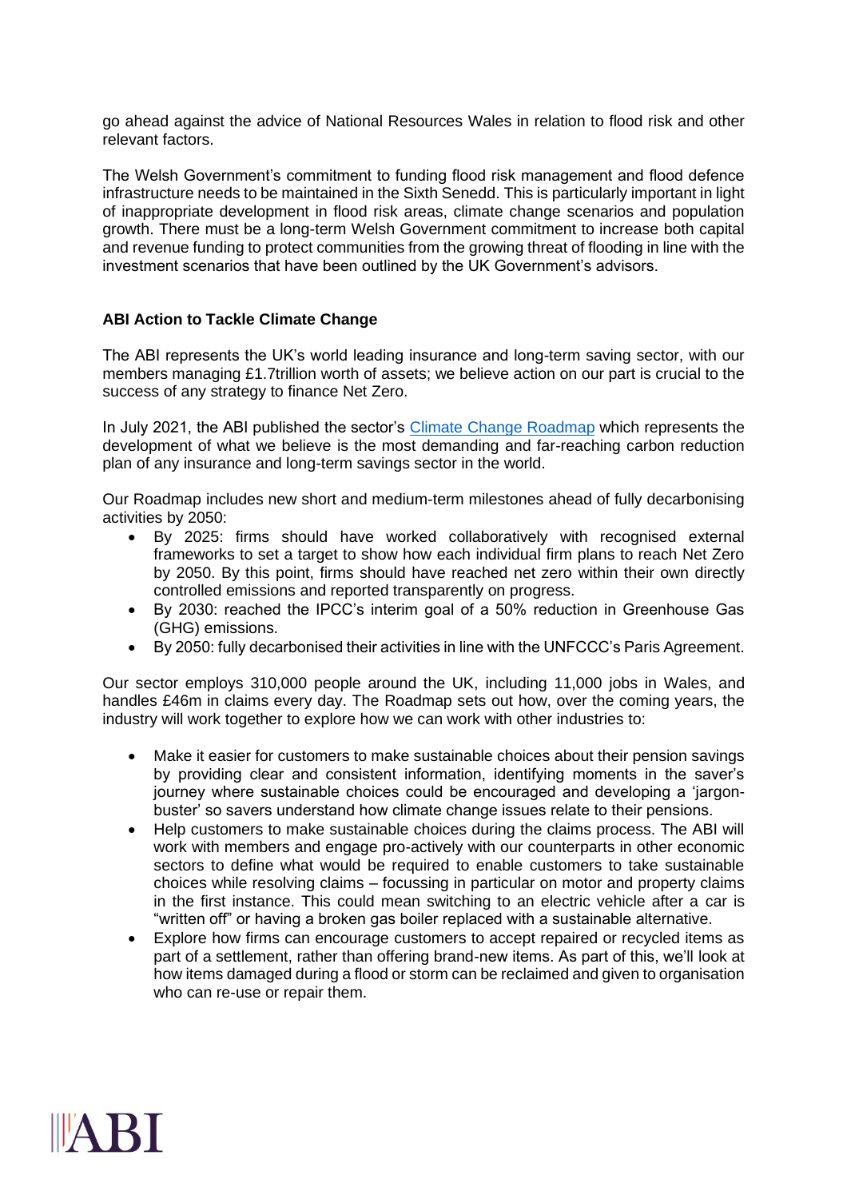go ahead against the advice of National Resources Wales in relation to flood risk and other relevant factors.

The Welsh Government's commitment to funding flood risk management and flood defence infrastructure needs to be maintained in the Sixth Senedd. This is particularly important in light of inappropriate development in flood risk areas, climate change scenarios and population growth. There must be a long-term Welsh Government commitment to increase both capital and revenue funding to protect communities from the growing threat of flooding in line with the investment scenarios that have been outlined by the UK Government's advisors.

**ABI Action to Tackle Climate Change**

The ABI represents the UK's world leading insurance and long-term saving sector, with our members managing £1.7trillion worth of assets; we believe action on our part is crucial to the success of any strategy to finance Net Zero.

In July 2021, the ABI published the sector's Climate Change Roadmap which represents the development of what we believe is the most demanding and far-reaching carbon reduction plan of any insurance and long-term savings sector in the world.

Our Roadmap includes new short and medium-term milestones ahead of fully decarbonising activities by 2050:

- By 2025: firms should have worked collaboratively with recognised external frameworks to set a target to show how each individual firm plans to reach Net Zero by 2050. By this point, firms should have reached net zero within their own directly controlled emissions and reported transparently on progress.
- By 2030: reached the IPCC's interim goal of a 50% reduction in Greenhouse Gas (GHG) emissions.
- By 2050: fully decarbonised their activities in line with the UNFCCC's Paris Agreement.

Our sector employs 310,000 people around the UK, including 11,000 jobs in Wales, and handles £46m in claims every day. The Roadmap sets out how, over the coming years, the industry will work together to explore how we can work with other industries to:

- Make it easier for customers to make sustainable choices about their pension savings by providing clear and consistent information, identifying moments in the saver's journey where sustainable choices could be encouraged and developing a 'jargon-buster' so savers understand how climate change issues relate to their pensions.
- Help customers to make sustainable choices during the claims process. The ABI will work with members and engage pro-actively with our counterparts in other economic sectors to define what would be required to enable customers to take sustainable choices while resolving claims – focussing in particular on motor and property claims in the first instance. This could mean switching to an electric vehicle after a car is "written off" or having a broken gas boiler replaced with a sustainable alternative.
- Explore how firms can encourage customers to accept repaired or recycled items as part of a settlement, rather than offering brand-new items. As part of this, we'll look at how items damaged during a flood or storm can be reclaimed and given to organisation who can re-use or repair them.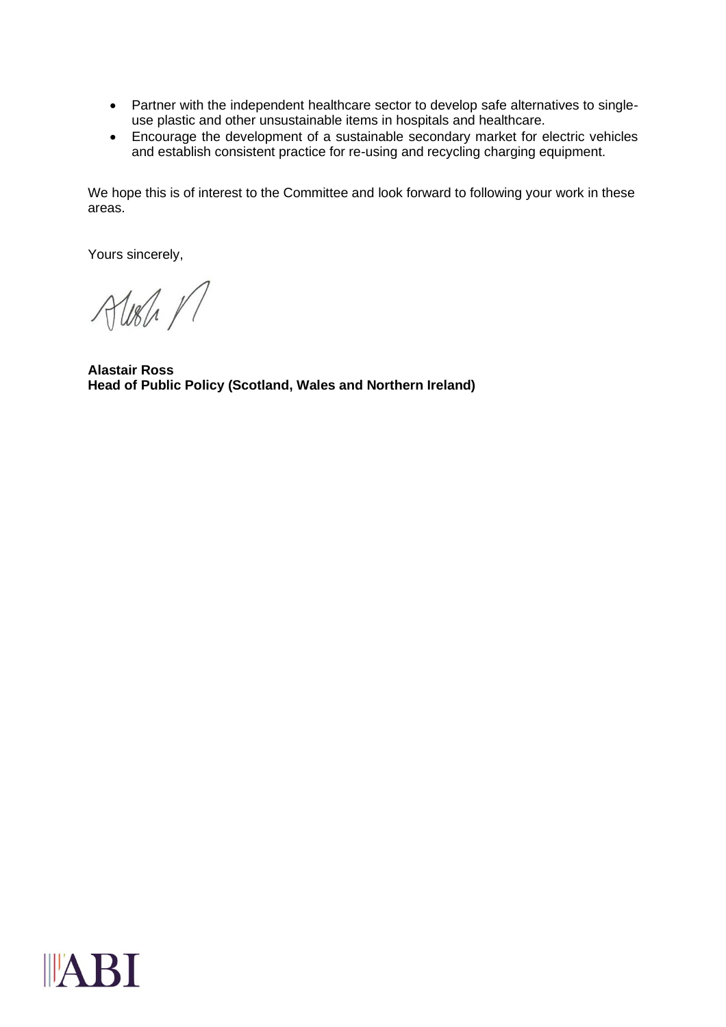- Partner with the independent healthcare sector to develop safe alternatives to single-use plastic and other unsustainable items in hospitals and healthcare.
- Encourage the development of a sustainable secondary market for electric vehicles and establish consistent practice for re-using and recycling charging equipment.

We hope this is of interest to the Committee and look forward to following your work in these areas.

Yours sincerely,

**Alastair Ross**
**Head of Public Policy (Scotland, Wales and Northern Ireland)**